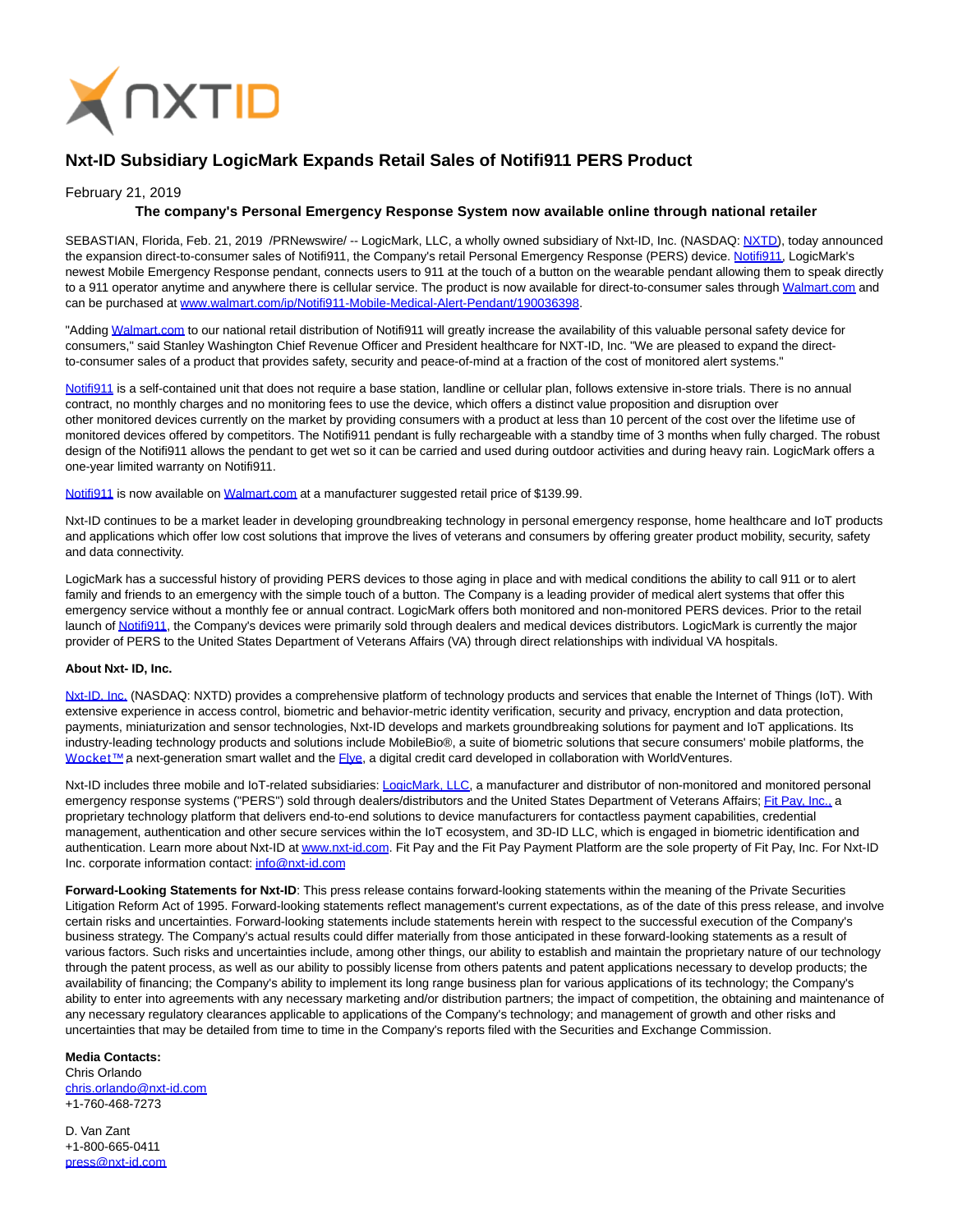# Nxt-ID Subsidiary LogicMark Expands Retail Sales of Notifi911 PERS Product

February 21, 2019

**The company's Personal Emergency Response System now available online through national retailer**

SEBASTIAN, Florida, Feb. 21, 2019 /PRNewswire/ -- LogicMark, LLC, a wholly owned subsidiary of Nxt-ID, Inc. (NASDAQ: NXTD), today announced the expansion direct-to-consumer sales of Notifi911, the Company's retail Personal Emergency Response (PERS) device. Notifi911, LogicMark's newest Mobile Emergency Response pendant, connects users to 911 at the touch of a button on the wearable pendant allowing them to speak directly to a 911 operator anytime and anywhere there is cellular service. The product is now available for direct-to-consumer sales through Walmart.com and can be purchased at www.walmart.com/ip/Notifi911-Mobile-Medical-Alert-Pendant/190036398.

"Adding Walmart.com to our national retail distribution of Notifi911 will greatly increase the availability of this valuable personal safety device for consumers," said Stanley Washington Chief Revenue Officer and President healthcare for NXT-ID, Inc. "We are pleased to expand the direct-to-consumer sales of a product that provides safety, security and peace-of-mind at a fraction of the cost of monitored alert systems."

Notifi911 is a self-contained unit that does not require a base station, landline or cellular plan, follows extensive in-store trials. There is no annual contract, no monthly charges and no monitoring fees to use the device, which offers a distinct value proposition and disruption over other monitored devices currently on the market by providing consumers with a product at less than 10 percent of the cost over the lifetime use of monitored devices offered by competitors. The Notifi911 pendant is fully rechargeable with a standby time of 3 months when fully charged. The robust design of the Notifi911 allows the pendant to get wet so it can be carried and used during outdoor activities and during heavy rain. LogicMark offers a one-year limited warranty on Notifi911.

Notifi911 is now available on Walmart.com at a manufacturer suggested retail price of $139.99.

Nxt-ID continues to be a market leader in developing groundbreaking technology in personal emergency response, home healthcare and IoT products and applications which offer low cost solutions that improve the lives of veterans and consumers by offering greater product mobility, security, safety and data connectivity.

LogicMark has a successful history of providing PERS devices to those aging in place and with medical conditions the ability to call 911 or to alert family and friends to an emergency with the simple touch of a button. The Company is a leading provider of medical alert systems that offer this emergency service without a monthly fee or annual contract. LogicMark offers both monitored and non-monitored PERS devices. Prior to the retail launch of Notifi911, the Company's devices were primarily sold through dealers and medical devices distributors. LogicMark is currently the major provider of PERS to the United States Department of Veterans Affairs (VA) through direct relationships with individual VA hospitals.

**About Nxt- ID, Inc.**

Nxt-ID, Inc. (NASDAQ: NXTD) provides a comprehensive platform of technology products and services that enable the Internet of Things (IoT). With extensive experience in access control, biometric and behavior-metric identity verification, security and privacy, encryption and data protection, payments, miniaturization and sensor technologies, Nxt-ID develops and markets groundbreaking solutions for payment and IoT applications. Its industry-leading technology products and solutions include MobileBio®, a suite of biometric solutions that secure consumers' mobile platforms, the Wocket™ a next-generation smart wallet and the Flye, a digital credit card developed in collaboration with WorldVentures.

Nxt-ID includes three mobile and IoT-related subsidiaries: LogicMark, LLC, a manufacturer and distributor of non-monitored and monitored personal emergency response systems ("PERS") sold through dealers/distributors and the United States Department of Veterans Affairs; Fit Pay, Inc., a proprietary technology platform that delivers end-to-end solutions to device manufacturers for contactless payment capabilities, credential management, authentication and other secure services within the IoT ecosystem, and 3D-ID LLC, which is engaged in biometric identification and authentication. Learn more about Nxt-ID at www.nxt-id.com. Fit Pay and the Fit Pay Payment Platform are the sole property of Fit Pay, Inc. For Nxt-ID Inc. corporate information contact: info@nxt-id.com

**Forward-Looking Statements for Nxt-ID**: This press release contains forward-looking statements within the meaning of the Private Securities Litigation Reform Act of 1995. Forward-looking statements reflect management's current expectations, as of the date of this press release, and involve certain risks and uncertainties. Forward-looking statements include statements herein with respect to the successful execution of the Company's business strategy. The Company's actual results could differ materially from those anticipated in these forward-looking statements as a result of various factors. Such risks and uncertainties include, among other things, our ability to establish and maintain the proprietary nature of our technology through the patent process, as well as our ability to possibly license from others patents and patent applications necessary to develop products; the availability of financing; the Company's ability to implement its long range business plan for various applications of its technology; the Company's ability to enter into agreements with any necessary marketing and/or distribution partners; the impact of competition, the obtaining and maintenance of any necessary regulatory clearances applicable to applications of the Company's technology; and management of growth and other risks and uncertainties that may be detailed from time to time in the Company's reports filed with the Securities and Exchange Commission.

**Media Contacts:**
Chris Orlando
chris.orlando@nxt-id.com
+1-760-468-7273

D. Van Zant
+1-800-665-0411
press@nxt-id.com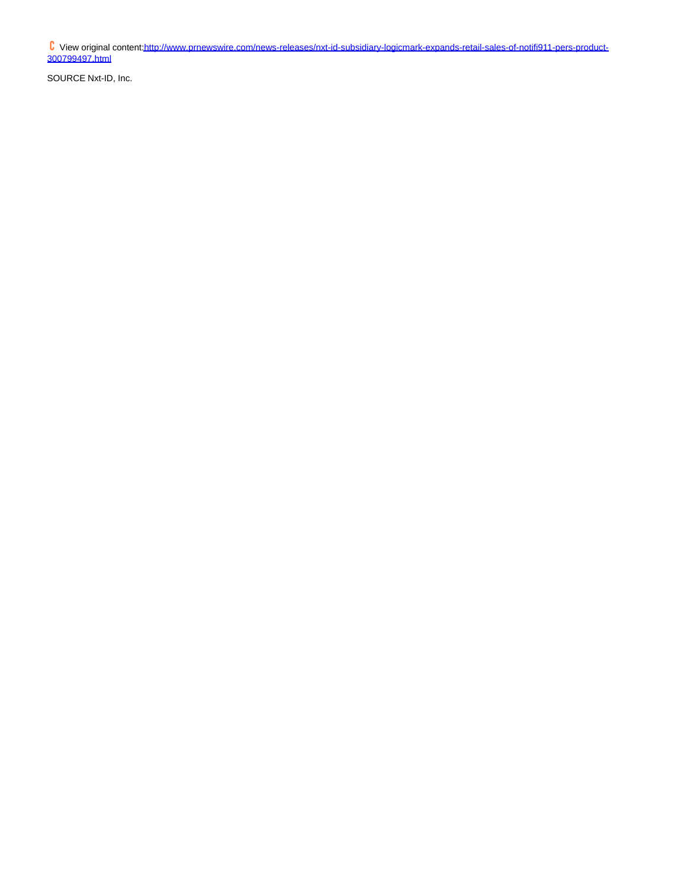View original content:http://www.prnewswire.com/news-releases/nxt-id-subsidiary-logicmark-expands-retail-sales-of-notifi911-pers-product-300799497.html

SOURCE Nxt-ID, Inc.